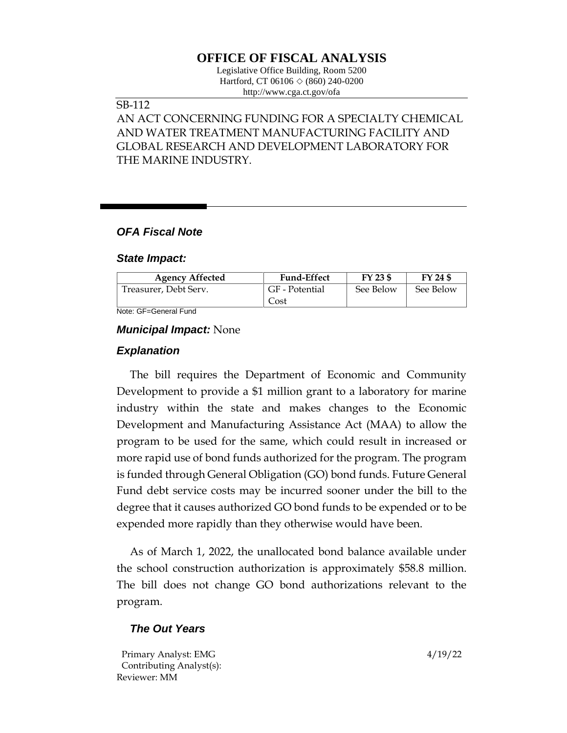# OFFICE OF FISCAL ANALYSIS

Legislative Office Building, Room 5200
Hartford, CT 06106 ◇ (860) 240-0200
http://www.cga.ct.gov/ofa

SB-112

AN ACT CONCERNING FUNDING FOR A SPECIALTY CHEMICAL AND WATER TREATMENT MANUFACTURING FACILITY AND GLOBAL RESEARCH AND DEVELOPMENT LABORATORY FOR THE MARINE INDUSTRY.

## *OFA Fiscal Note*

### *State Impact:*

| Agency Affected | Fund-Effect | FY 23 $ | FY 24 $ |
|---|---|---|---|
| Treasurer, Debt Serv. | GF - Potential Cost | See Below | See Below |

Note: GF=General Fund

### *Municipal Impact:* None

### *Explanation*

The bill requires the Department of Economic and Community Development to provide a $1 million grant to a laboratory for marine industry within the state and makes changes to the Economic Development and Manufacturing Assistance Act (MAA) to allow the program to be used for the same, which could result in increased or more rapid use of bond funds authorized for the program. The program is funded through General Obligation (GO) bond funds. Future General Fund debt service costs may be incurred sooner under the bill to the degree that it causes authorized GO bond funds to be expended or to be expended more rapidly than they otherwise would have been.

As of March 1, 2022, the unallocated bond balance available under the school construction authorization is approximately $58.8 million. The bill does not change GO bond authorizations relevant to the program.

### *The Out Years*

Primary Analyst: EMG
Contributing Analyst(s):
Reviewer: MM

4/19/22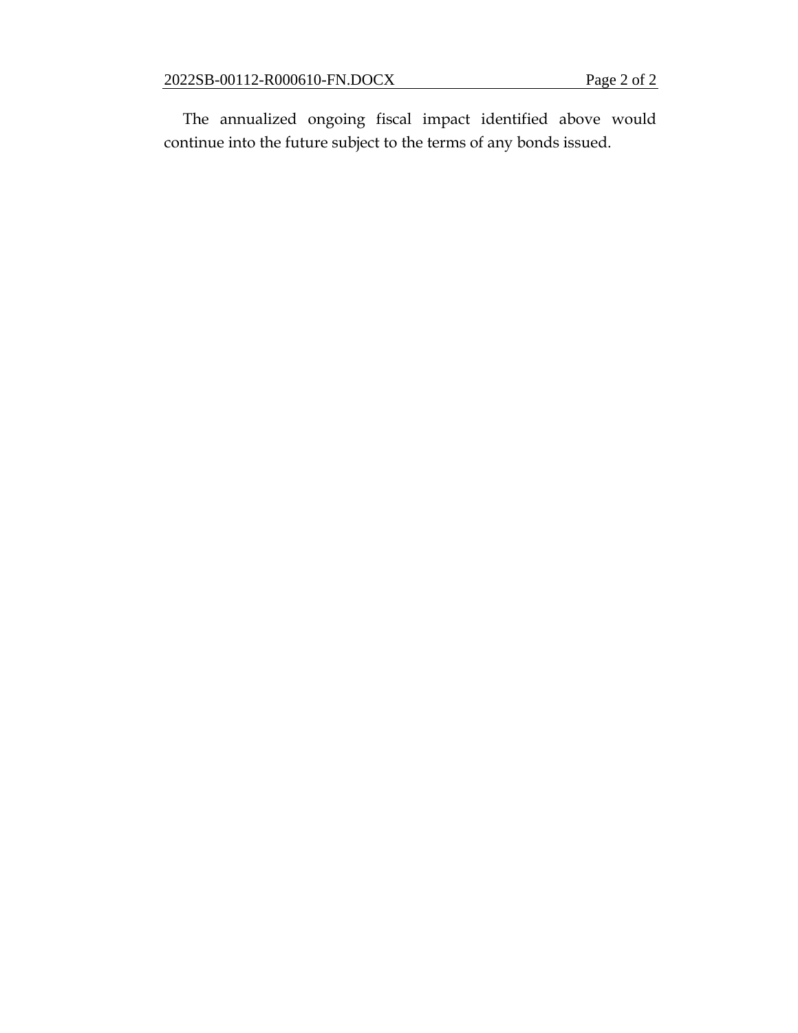The annualized ongoing fiscal impact identified above would continue into the future subject to the terms of any bonds issued.